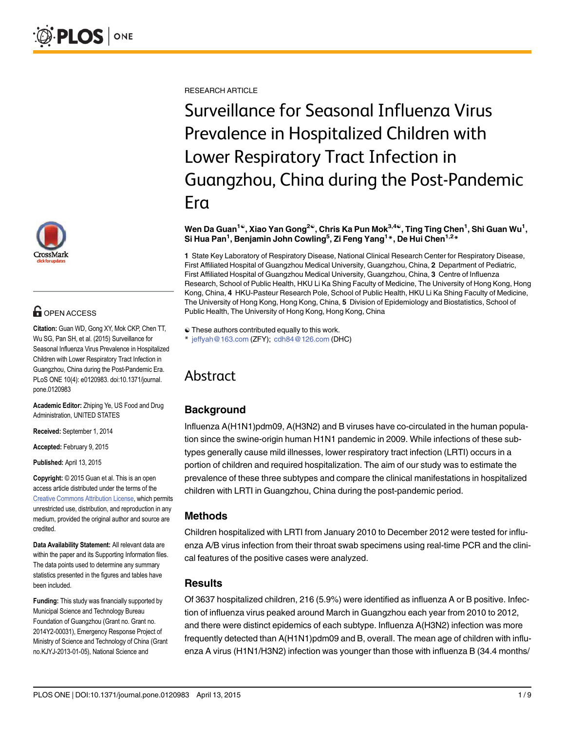RESEARCH ARTICLE

# Surveillance for Seasonal Influenza Virus Prevalence in Hospitalized Children with Lower Respiratory Tract Infection in Guangzhou, China during the Post-Pandemic Era

**Wen Da Guan[1☯], Xiao Yan Gong[2☯], Chris Ka Pun Mok[3,4☯], Ting Ting Chen[1], Shi Guan Wu[1], Si Hua Pan[1], Benjamin John Cowling[5], Zi Feng Yang[1]*, De Hui Chen[1,2]***

**1** State Key Laboratory of Respiratory Disease, National Clinical Research Center for Respiratory Disease, First Affiliated Hospital of Guangzhou Medical University, Guangzhou, China, **2** Department of Pediatric, First Affiliated Hospital of Guangzhou Medical University, Guangzhou, China, **3** Centre of Influenza Research, School of Public Health, HKU Li Ka Shing Faculty of Medicine, The University of Hong Kong, Hong Kong, China, **4** HKU-Pasteur Research Pole, School of Public Health, HKU Li Ka Shing Faculty of Medicine, The University of Hong Kong, Hong Kong, China, **5** Division of Epidemiology and Biostatistics, School of Public Health, The University of Hong Kong, Hong Kong, China

☯ These authors contributed equally to this work.
* jeffyah@163.com (ZFY); cdh84@126.com (DHC)

OPEN ACCESS

**Citation:** Guan WD, Gong XY, Mok CKP, Chen TT, Wu SG, Pan SH, et al. (2015) Surveillance for Seasonal Influenza Virus Prevalence in Hospitalized Children with Lower Respiratory Tract Infection in Guangzhou, China during the Post-Pandemic Era. PLoS ONE 10(4): e0120983. doi:10.1371/journal.pone.0120983

**Academic Editor:** Zhiping Ye, US Food and Drug Administration, UNITED STATES

**Received:** September 1, 2014

**Accepted:** February 9, 2015

**Published:** April 13, 2015

**Copyright:** © 2015 Guan et al. This is an open access article distributed under the terms of the Creative Commons Attribution License, which permits unrestricted use, distribution, and reproduction in any medium, provided the original author and source are credited.

**Data Availability Statement:** All relevant data are within the paper and its Supporting Information files. The data points used to determine any summary statistics presented in the figures and tables have been included.

**Funding:** This study was financially supported by Municipal Science and Technology Bureau Foundation of Guangzhou (Grant no. Grant no. 2014Y2-00031), Emergency Response Project of Ministry of Science and Technology of China (Grant no.KJYJ-2013-01-05), National Science and

## Abstract

### Background

Influenza A(H1N1)pdm09, A(H3N2) and B viruses have co-circulated in the human population since the swine-origin human H1N1 pandemic in 2009. While infections of these subtypes generally cause mild illnesses, lower respiratory tract infection (LRTI) occurs in a portion of children and required hospitalization. The aim of our study was to estimate the prevalence of these three subtypes and compare the clinical manifestations in hospitalized children with LRTI in Guangzhou, China during the post-pandemic period.

### Methods

Children hospitalized with LRTI from January 2010 to December 2012 were tested for influenza A/B virus infection from their throat swab specimens using real-time PCR and the clinical features of the positive cases were analyzed.

### Results

Of 3637 hospitalized children, 216 (5.9%) were identified as influenza A or B positive. Infection of influenza virus peaked around March in Guangzhou each year from 2010 to 2012, and there were distinct epidemics of each subtype. Influenza A(H3N2) infection was more frequently detected than A(H1N1)pdm09 and B, overall. The mean age of children with influenza A virus (H1N1/H3N2) infection was younger than those with influenza B (34.4 months/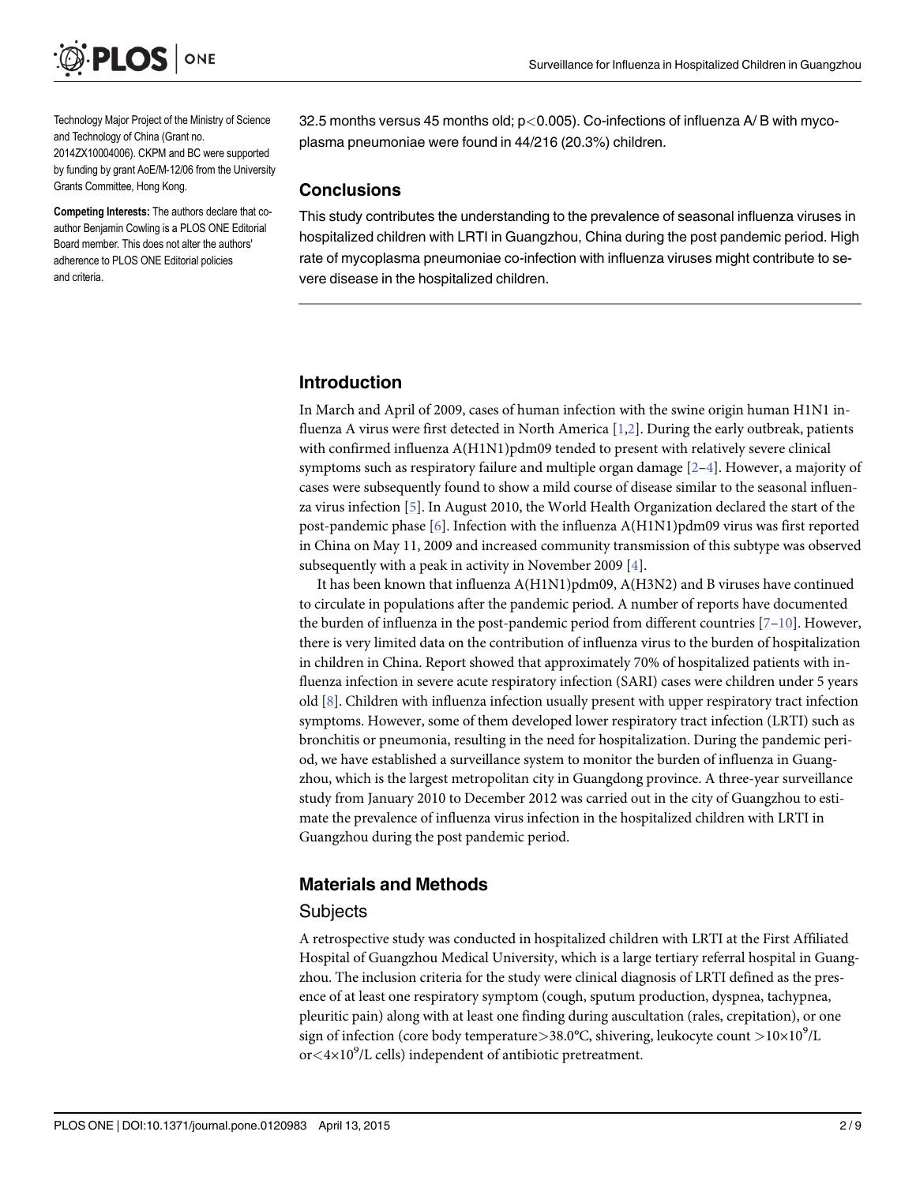Technology Major Project of the Ministry of Science and Technology of China (Grant no. 2014ZX10004006). CKPM and BC were supported by funding by grant AoE/M-12/06 from the University Grants Committee, Hong Kong.

**Competing Interests:** The authors declare that co-author Benjamin Cowling is a PLOS ONE Editorial Board member. This does not alter the authors' adherence to PLOS ONE Editorial policies and criteria.

32.5 months versus 45 months old; $p<0.005$). Co-infections of influenza A/ B with mycoplasma pneumoniae were found in 44/216 (20.3%) children.

## Conclusions

This study contributes the understanding to the prevalence of seasonal influenza viruses in hospitalized children with LRTI in Guangzhou, China during the post pandemic period. High rate of mycoplasma pneumoniae co-infection with influenza viruses might contribute to severe disease in the hospitalized children.

## Introduction

In March and April of 2009, cases of human infection with the swine origin human H1N1 influenza A virus were first detected in North America [1,2]. During the early outbreak, patients with confirmed influenza A(H1N1)pdm09 tended to present with relatively severe clinical symptoms such as respiratory failure and multiple organ damage [2–4]. However, a majority of cases were subsequently found to show a mild course of disease similar to the seasonal influenza virus infection [5]. In August 2010, the World Health Organization declared the start of the post-pandemic phase [6]. Infection with the influenza A(H1N1)pdm09 virus was first reported in China on May 11, 2009 and increased community transmission of this subtype was observed subsequently with a peak in activity in November 2009 [4].

It has been known that influenza A(H1N1)pdm09, A(H3N2) and B viruses have continued to circulate in populations after the pandemic period. A number of reports have documented the burden of influenza in the post-pandemic period from different countries [7–10]. However, there is very limited data on the contribution of influenza virus to the burden of hospitalization in children in China. Report showed that approximately 70% of hospitalized patients with influenza infection in severe acute respiratory infection (SARI) cases were children under 5 years old [8]. Children with influenza infection usually present with upper respiratory tract infection symptoms. However, some of them developed lower respiratory tract infection (LRTI) such as bronchitis or pneumonia, resulting in the need for hospitalization. During the pandemic period, we have established a surveillance system to monitor the burden of influenza in Guangzhou, which is the largest metropolitan city in Guangdong province. A three-year surveillance study from January 2010 to December 2012 was carried out in the city of Guangzhou to estimate the prevalence of influenza virus infection in the hospitalized children with LRTI in Guangzhou during the post pandemic period.

## Materials and Methods

### Subjects

A retrospective study was conducted in hospitalized children with LRTI at the First Affiliated Hospital of Guangzhou Medical University, which is a large tertiary referral hospital in Guangzhou. The inclusion criteria for the study were clinical diagnosis of LRTI defined as the presence of at least one respiratory symptom (cough, sputum production, dyspnea, tachypnea, pleuritic pain) along with at least one finding during auscultation (rales, crepitation), or one sign of infection (core body temperature$>$38.0°C, shivering, leukocyte count $>10\times10^9$/L or$<4\times10^9$/L cells) independent of antibiotic pretreatment.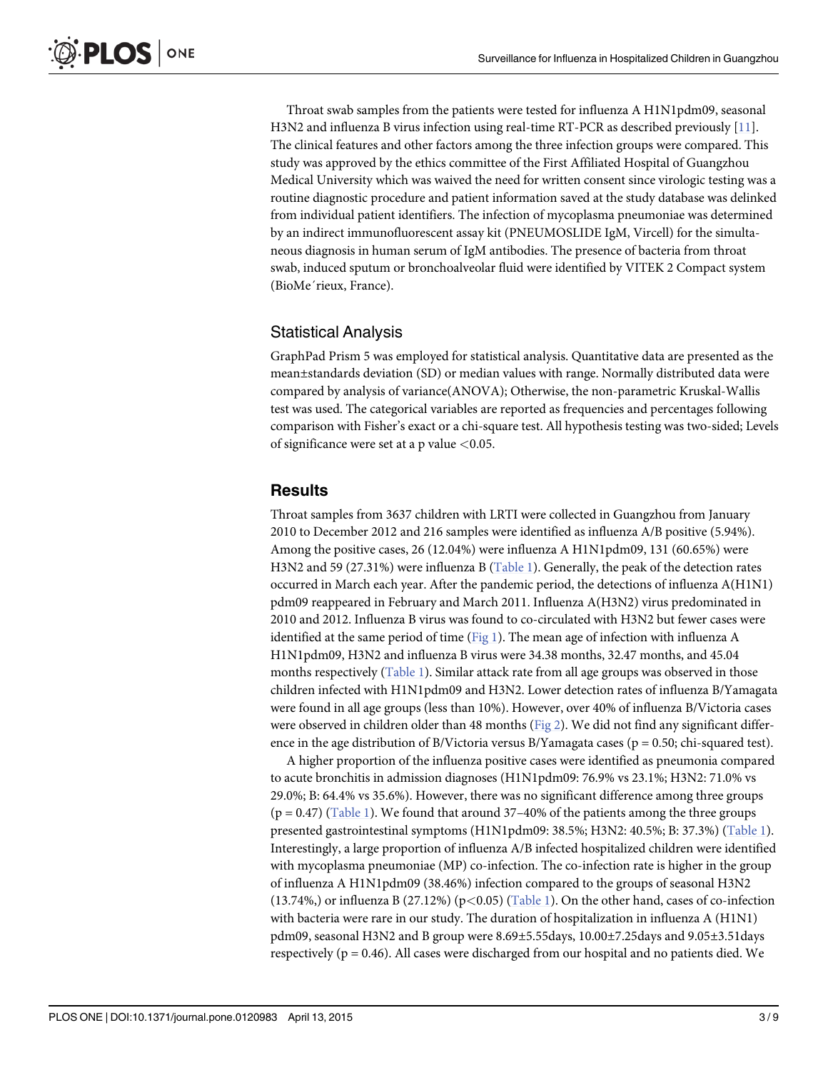Throat swab samples from the patients were tested for influenza A H1N1pdm09, seasonal H3N2 and influenza B virus infection using real-time RT-PCR as described previously [11]. The clinical features and other factors among the three infection groups were compared. This study was approved by the ethics committee of the First Affiliated Hospital of Guangzhou Medical University which was waived the need for written consent since virologic testing was a routine diagnostic procedure and patient information saved at the study database was delinked from individual patient identifiers. The infection of mycoplasma pneumoniae was determined by an indirect immunofluorescent assay kit (PNEUMOSLIDE IgM, Vircell) for the simultaneous diagnosis in human serum of IgM antibodies. The presence of bacteria from throat swab, induced sputum or bronchoalveolar fluid were identified by VITEK 2 Compact system (BioMe´rieux, France).

## Statistical Analysis

GraphPad Prism 5 was employed for statistical analysis. Quantitative data are presented as the mean±standards deviation (SD) or median values with range. Normally distributed data were compared by analysis of variance(ANOVA); Otherwise, the non-parametric Kruskal-Wallis test was used. The categorical variables are reported as frequencies and percentages following comparison with Fisher's exact or a chi-square test. All hypothesis testing was two-sided; Levels of significance were set at a p value $<0.05$.

# Results

Throat samples from 3637 children with LRTI were collected in Guangzhou from January 2010 to December 2012 and 216 samples were identified as influenza A/B positive (5.94%). Among the positive cases, 26 (12.04%) were influenza A H1N1pdm09, 131 (60.65%) were H3N2 and 59 (27.31%) were influenza B (Table 1). Generally, the peak of the detection rates occurred in March each year. After the pandemic period, the detections of influenza A(H1N1) pdm09 reappeared in February and March 2011. Influenza A(H3N2) virus predominated in 2010 and 2012. Influenza B virus was found to co-circulated with H3N2 but fewer cases were identified at the same period of time (Fig 1). The mean age of infection with influenza A H1N1pdm09, H3N2 and influenza B virus were 34.38 months, 32.47 months, and 45.04 months respectively (Table 1). Similar attack rate from all age groups was observed in those children infected with H1N1pdm09 and H3N2. Lower detection rates of influenza B/Yamagata were found in all age groups (less than 10%). However, over 40% of influenza B/Victoria cases were observed in children older than 48 months (Fig 2). We did not find any significant difference in the age distribution of B/Victoria versus B/Yamagata cases ($p = 0.50$; chi-squared test).

A higher proportion of the influenza positive cases were identified as pneumonia compared to acute bronchitis in admission diagnoses (H1N1pdm09: 76.9% vs 23.1%; H3N2: 71.0% vs 29.0%; B: 64.4% vs 35.6%). However, there was no significant difference among three groups ($p = 0.47$) (Table 1). We found that around 37–40% of the patients among the three groups presented gastrointestinal symptoms (H1N1pdm09: 38.5%; H3N2: 40.5%; B: 37.3%) (Table 1). Interestingly, a large proportion of influenza A/B infected hospitalized children were identified with mycoplasma pneumoniae (MP) co-infection. The co-infection rate is higher in the group of influenza A H1N1pdm09 (38.46%) infection compared to the groups of seasonal H3N2 (13.74%,) or influenza B (27.12%) ($p<0.05$) (Table 1). On the other hand, cases of co-infection with bacteria were rare in our study. The duration of hospitalization in influenza A (H1N1) pdm09, seasonal H3N2 and B group were 8.69±5.55days, 10.00±7.25days and 9.05±3.51days respectively ($p = 0.46$). All cases were discharged from our hospital and no patients died. We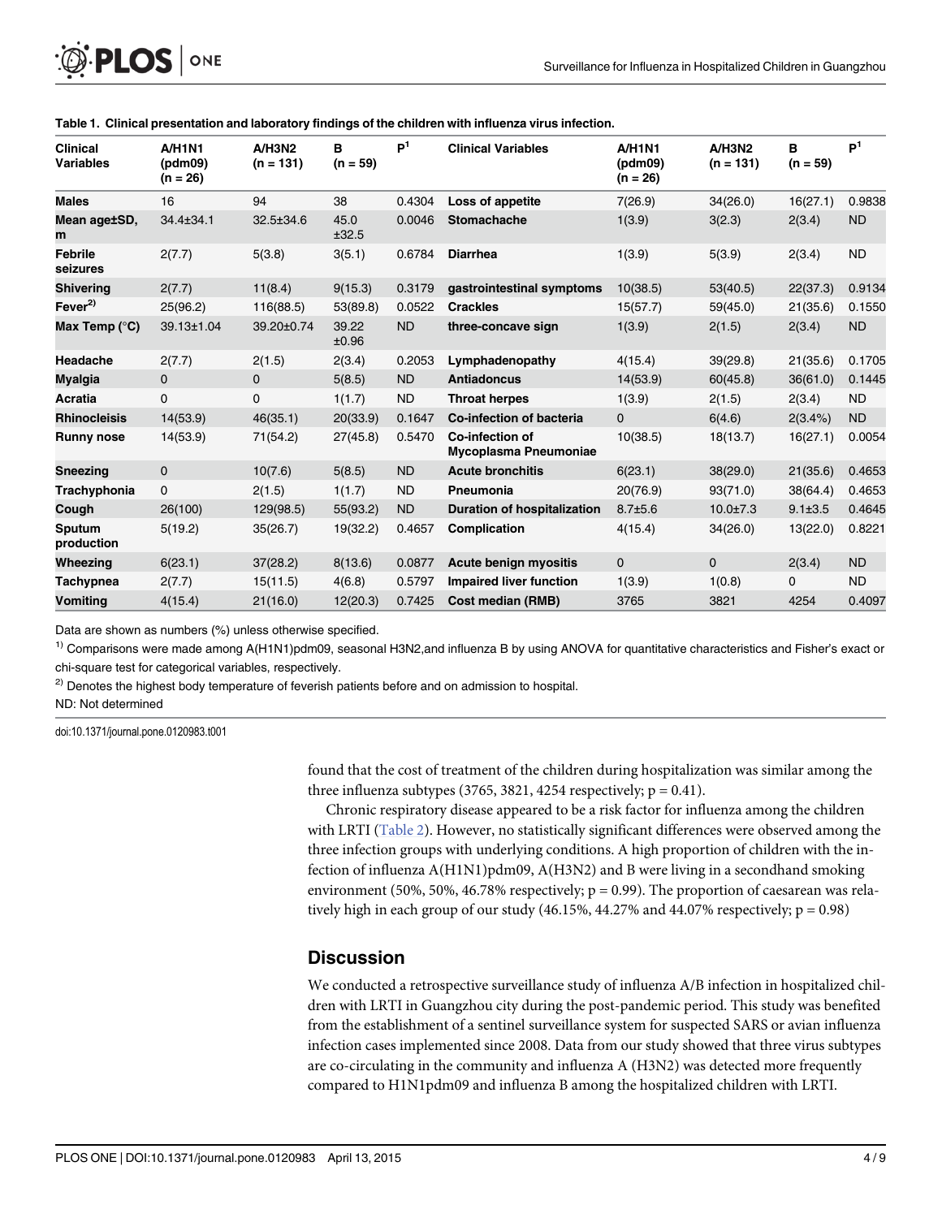**Table 1. Clinical presentation and laboratory findings of the children with influenza virus infection.**

| Clinical Variables | A/H1N1 (pdm09) (n = 26) | A/H3N2 (n = 131) | B (n = 59) | P[1] | Clinical Variables | A/H1N1 (pdm09) (n = 26) | A/H3N2 (n = 131) | B (n = 59) | P[1] |
|---|---|---|---|---|---|---|---|---|---|
| Males | 16 | 94 | 38 | 0.4304 | Loss of appetite | 7(26.9) | 34(26.0) | 16(27.1) | 0.9838 |
| Mean age±SD, m | 34.4±34.1 | 32.5±34.6 | 45.0 ±32.5 | 0.0046 | Stomachache | 1(3.9) | 3(2.3) | 2(3.4) | ND |
| Febrile seizures | 2(7.7) | 5(3.8) | 3(5.1) | 0.6784 | Diarrhea | 1(3.9) | 5(3.9) | 2(3.4) | ND |
| Shivering | 2(7.7) | 11(8.4) | 9(15.3) | 0.3179 | gastrointestinal symptoms | 10(38.5) | 53(40.5) | 22(37.3) | 0.9134 |
| Fever[2] | 25(96.2) | 116(88.5) | 53(89.8) | 0.0522 | Crackles | 15(57.7) | 59(45.0) | 21(35.6) | 0.1550 |
| Max Temp (°C) | 39.13±1.04 | 39.20±0.74 | 39.22 ±0.96 | ND | three-concave sign | 1(3.9) | 2(1.5) | 2(3.4) | ND |
| Headache | 2(7.7) | 2(1.5) | 2(3.4) | 0.2053 | Lymphadenopathy | 4(15.4) | 39(29.8) | 21(35.6) | 0.1705 |
| Myalgia | 0 | 0 | 5(8.5) | ND | Antiadoncus | 14(53.9) | 60(45.8) | 36(61.0) | 0.1445 |
| Acratia | 0 | 0 | 1(1.7) | ND | Throat herpes | 1(3.9) | 2(1.5) | 2(3.4) | ND |
| Rhinocleisis | 14(53.9) | 46(35.1) | 20(33.9) | 0.1647 | Co-infection of bacteria | 0 | 6(4.6) | 2(3.4%) | ND |
| Runny nose | 14(53.9) | 71(54.2) | 27(45.8) | 0.5470 | Co-infection of Mycoplasma Pneumoniae | 10(38.5) | 18(13.7) | 16(27.1) | 0.0054 |
| Sneezing | 0 | 10(7.6) | 5(8.5) | ND | Acute bronchitis | 6(23.1) | 38(29.0) | 21(35.6) | 0.4653 |
| Trachyphonia | 0 | 2(1.5) | 1(1.7) | ND | Pneumonia | 20(76.9) | 93(71.0) | 38(64.4) | 0.4653 |
| Cough | 26(100) | 129(98.5) | 55(93.2) | ND | Duration of hospitalization | 8.7±5.6 | 10.0±7.3 | 9.1±3.5 | 0.4645 |
| Sputum production | 5(19.2) | 35(26.7) | 19(32.2) | 0.4657 | Complication | 4(15.4) | 34(26.0) | 13(22.0) | 0.8221 |
| Wheezing | 6(23.1) | 37(28.2) | 8(13.6) | 0.0877 | Acute benign myositis | 0 | 0 | 2(3.4) | ND |
| Tachypnea | 2(7.7) | 15(11.5) | 4(6.8) | 0.5797 | Impaired liver function | 1(3.9) | 1(0.8) | 0 | ND |
| Vomiting | 4(15.4) | 21(16.0) | 12(20.3) | 0.7425 | Cost median (RMB) | 3765 | 3821 | 4254 | 0.4097 |

Data are shown as numbers (%) unless otherwise specified.

[1] Comparisons were made among A(H1N1)pdm09, seasonal H3N2,and influenza B by using ANOVA for quantitative characteristics and Fisher's exact or chi-square test for categorical variables, respectively.

[2] Denotes the highest body temperature of feverish patients before and on admission to hospital.

ND: Not determined

doi:10.1371/journal.pone.0120983.t001

found that the cost of treatment of the children during hospitalization was similar among the three influenza subtypes (3765, 3821, 4254 respectively; $p = 0.41$).

Chronic respiratory disease appeared to be a risk factor for influenza among the children with LRTI (Table 2). However, no statistically significant differences were observed among the three infection groups with underlying conditions. A high proportion of children with the infection of influenza A(H1N1)pdm09, A(H3N2) and B were living in a secondhand smoking environment (50%, 50%, 46.78% respectively; $p = 0.99$). The proportion of caesarean was relatively high in each group of our study (46.15%, 44.27% and 44.07% respectively; $p = 0.98$)

## Discussion

We conducted a retrospective surveillance study of influenza A/B infection in hospitalized children with LRTI in Guangzhou city during the post-pandemic period. This study was benefited from the establishment of a sentinel surveillance system for suspected SARS or avian influenza infection cases implemented since 2008. Data from our study showed that three virus subtypes are co-circulating in the community and influenza A (H3N2) was detected more frequently compared to H1N1pdm09 and influenza B among the hospitalized children with LRTI.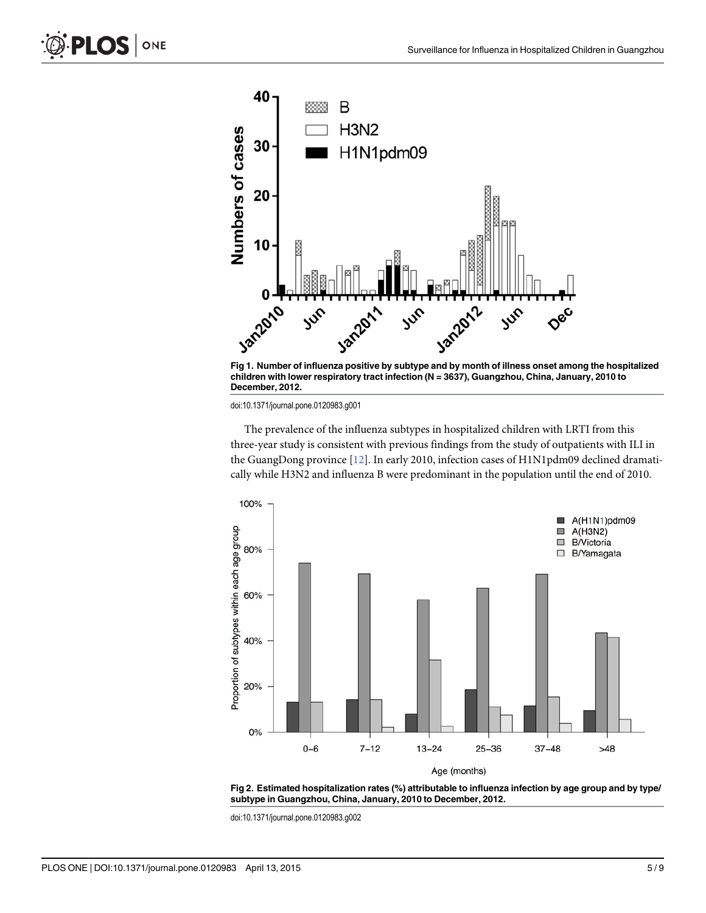**Fig 1. Number of influenza positive by subtype and by month of illness onset among the hospitalized children with lower respiratory tract infection (N = 3637), Guangzhou, China, January, 2010 to December, 2012.**

doi:10.1371/journal.pone.0120983.g001

The prevalence of the influenza subtypes in hospitalized children with LRTI from this three-year study is consistent with previous findings from the study of outpatients with ILI in the GuangDong province [12]. In early 2010, infection cases of H1N1pdm09 declined dramatically while H3N2 and influenza B were predominant in the population until the end of 2010.

**Fig 2. Estimated hospitalization rates (%) attributable to influenza infection by age group and by type/subtype in Guangzhou, China, January, 2010 to December, 2012.**

doi:10.1371/journal.pone.0120983.g002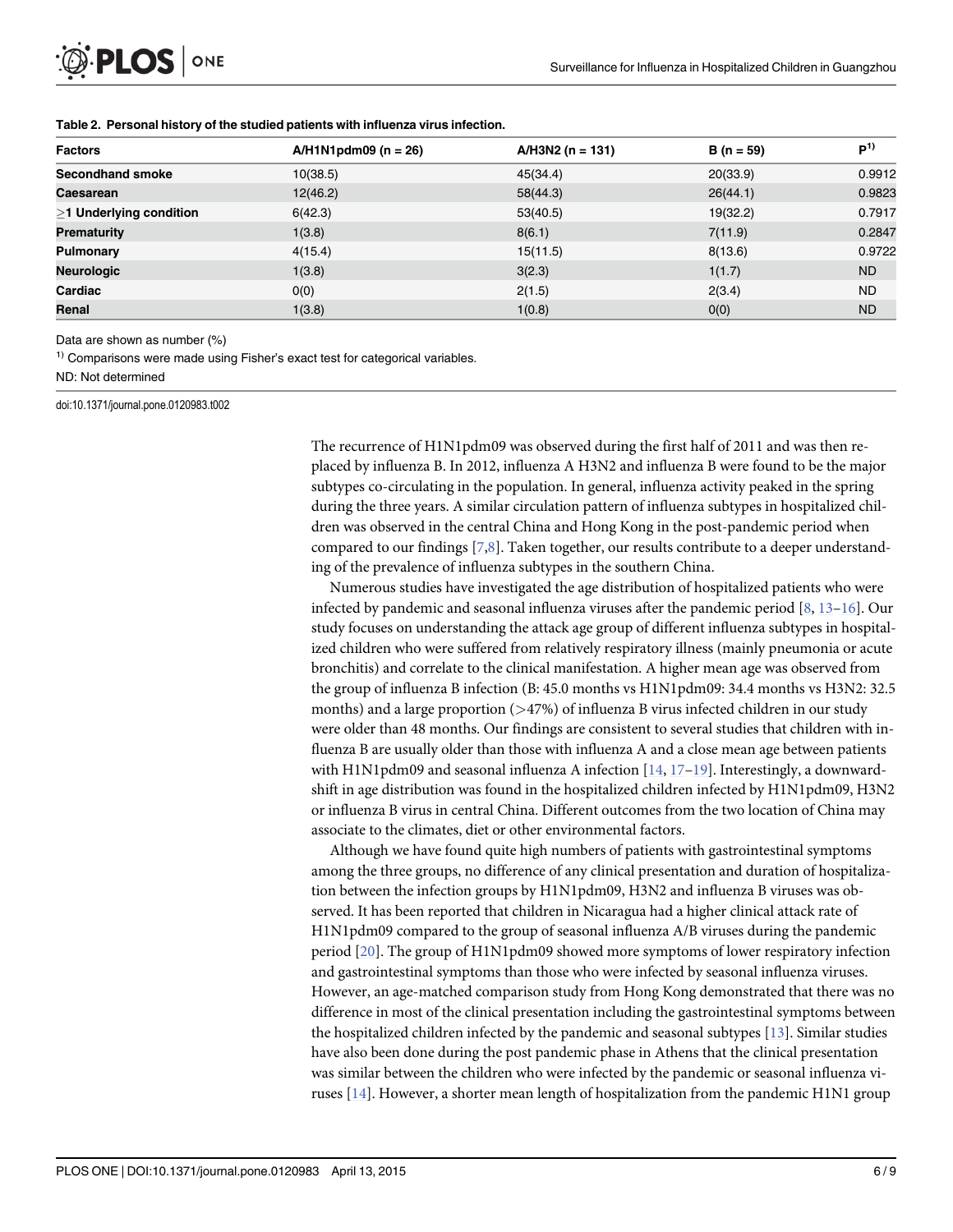**Table 2. Personal history of the studied patients with influenza virus infection.**

| Factors | A/H1N1pdm09 (n = 26) | A/H3N2 (n = 131) | B (n = 59) | P[1)] |
|---|---|---|---|---|
| **Secondhand smoke** | 10(38.5) | 45(34.4) | 20(33.9) | 0.9912 |
| **Caesarean** | 12(46.2) | 58(44.3) | 26(44.1) | 0.9823 |
| **≥1 Underlying condition** | 6(42.3) | 53(40.5) | 19(32.2) | 0.7917 |
| **Prematurity** | 1(3.8) | 8(6.1) | 7(11.9) | 0.2847 |
| **Pulmonary** | 4(15.4) | 15(11.5) | 8(13.6) | 0.9722 |
| **Neurologic** | 1(3.8) | 3(2.3) | 1(1.7) | ND |
| **Cardiac** | 0(0) | 2(1.5) | 2(3.4) | ND |
| **Renal** | 1(3.8) | 1(0.8) | 0(0) | ND |

Data are shown as number (%)

[1)] Comparisons were made using Fisher's exact test for categorical variables.

ND: Not determined

doi:10.1371/journal.pone.0120983.t002

The recurrence of H1N1pdm09 was observed during the first half of 2011 and was then replaced by influenza B. In 2012, influenza A H3N2 and influenza B were found to be the major subtypes co-circulating in the population. In general, influenza activity peaked in the spring during the three years. A similar circulation pattern of influenza subtypes in hospitalized children was observed in the central China and Hong Kong in the post-pandemic period when compared to our findings [7,8]. Taken together, our results contribute to a deeper understanding of the prevalence of influenza subtypes in the southern China.

Numerous studies have investigated the age distribution of hospitalized patients who were infected by pandemic and seasonal influenza viruses after the pandemic period [8, 13–16]. Our study focuses on understanding the attack age group of different influenza subtypes in hospitalized children who were suffered from relatively respiratory illness (mainly pneumonia or acute bronchitis) and correlate to the clinical manifestation. A higher mean age was observed from the group of influenza B infection (B: 45.0 months vs H1N1pdm09: 34.4 months vs H3N2: 32.5 months) and a large proportion (>47%) of influenza B virus infected children in our study were older than 48 months. Our findings are consistent to several studies that children with influenza B are usually older than those with influenza A and a close mean age between patients with H1N1pdm09 and seasonal influenza A infection [14, 17–19]. Interestingly, a downward-shift in age distribution was found in the hospitalized children infected by H1N1pdm09, H3N2 or influenza B virus in central China. Different outcomes from the two location of China may associate to the climates, diet or other environmental factors.

Although we have found quite high numbers of patients with gastrointestinal symptoms among the three groups, no difference of any clinical presentation and duration of hospitalization between the infection groups by H1N1pdm09, H3N2 and influenza B viruses was observed. It has been reported that children in Nicaragua had a higher clinical attack rate of H1N1pdm09 compared to the group of seasonal influenza A/B viruses during the pandemic period [20]. The group of H1N1pdm09 showed more symptoms of lower respiratory infection and gastrointestinal symptoms than those who were infected by seasonal influenza viruses. However, an age-matched comparison study from Hong Kong demonstrated that there was no difference in most of the clinical presentation including the gastrointestinal symptoms between the hospitalized children infected by the pandemic and seasonal subtypes [13]. Similar studies have also been done during the post pandemic phase in Athens that the clinical presentation was similar between the children who were infected by the pandemic or seasonal influenza viruses [14]. However, a shorter mean length of hospitalization from the pandemic H1N1 group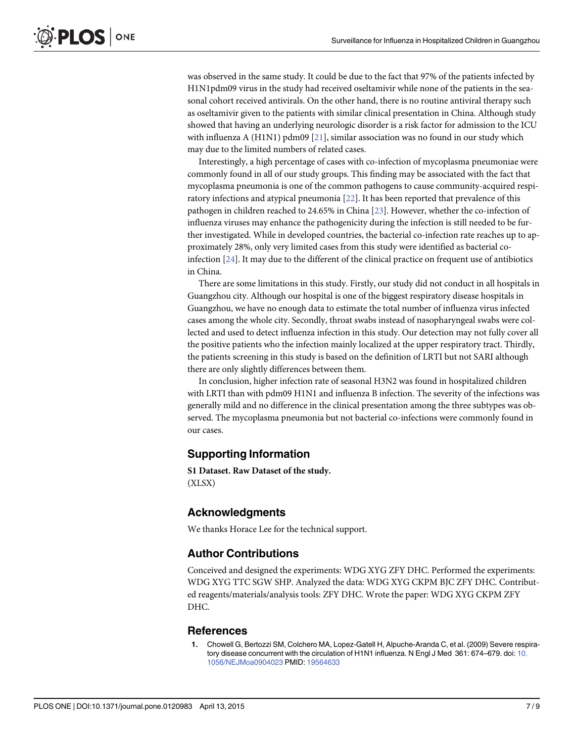was observed in the same study. It could be due to the fact that 97% of the patients infected by H1N1pdm09 virus in the study had received oseltamivir while none of the patients in the seasonal cohort received antivirals. On the other hand, there is no routine antiviral therapy such as oseltamivir given to the patients with similar clinical presentation in China. Although study showed that having an underlying neurologic disorder is a risk factor for admission to the ICU with influenza A (H1N1) pdm09 [21], similar association was no found in our study which may due to the limited numbers of related cases.

Interestingly, a high percentage of cases with co-infection of mycoplasma pneumoniae were commonly found in all of our study groups. This finding may be associated with the fact that mycoplasma pneumonia is one of the common pathogens to cause community-acquired respiratory infections and atypical pneumonia [22]. It has been reported that prevalence of this pathogen in children reached to 24.65% in China [23]. However, whether the co-infection of influenza viruses may enhance the pathogenicity during the infection is still needed to be further investigated. While in developed countries, the bacterial co-infection rate reaches up to approximately 28%, only very limited cases from this study were identified as bacterial co-infection [24]. It may due to the different of the clinical practice on frequent use of antibiotics in China.

There are some limitations in this study. Firstly, our study did not conduct in all hospitals in Guangzhou city. Although our hospital is one of the biggest respiratory disease hospitals in Guangzhou, we have no enough data to estimate the total number of influenza virus infected cases among the whole city. Secondly, throat swabs instead of nasopharyngeal swabs were collected and used to detect influenza infection in this study. Our detection may not fully cover all the positive patients who the infection mainly localized at the upper respiratory tract. Thirdly, the patients screening in this study is based on the definition of LRTI but not SARI although there are only slightly differences between them.

In conclusion, higher infection rate of seasonal H3N2 was found in hospitalized children with LRTI than with pdm09 H1N1 and influenza B infection. The severity of the infections was generally mild and no difference in the clinical presentation among the three subtypes was observed. The mycoplasma pneumonia but not bacterial co-infections were commonly found in our cases.

## Supporting Information

**S1 Dataset. Raw Dataset of the study.**
(XLSX)

## Acknowledgments

We thanks Horace Lee for the technical support.

## Author Contributions

Conceived and designed the experiments: WDG XYG ZFY DHC. Performed the experiments: WDG XYG TTC SGW SHP. Analyzed the data: WDG XYG CKPM BJC ZFY DHC. Contributed reagents/materials/analysis tools: ZFY DHC. Wrote the paper: WDG XYG CKPM ZFY DHC.

## References

1. Chowell G, Bertozzi SM, Colchero MA, Lopez-Gatell H, Alpuche-Aranda C, et al. (2009) Severe respiratory disease concurrent with the circulation of H1N1 influenza. N Engl J Med 361: 674–679. doi: 10.1056/NEJMoa0904023 PMID: 19564633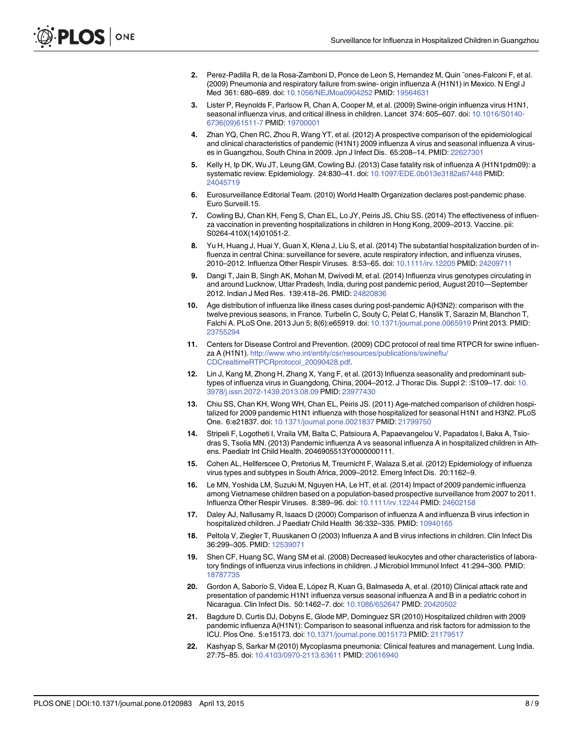2. Perez-Padilla R, de la Rosa-Zamboni D, Ponce de Leon S, Hernandez M, Quin ˜ones-Falconi F, et al. (2009) Pneumonia and respiratory failure from swine- origin influenza A (H1N1) in Mexico. N Engl J Med 361: 680–689. doi: 10.1056/NEJMoa0904252 PMID: 19564631

3. Lister P, Reynolds F, Parlsow R, Chan A, Cooper M, et al. (2009) Swine-origin influenza virus H1N1, seasonal influenza virus, and critical illness in children. Lancet 374: 605–607. doi: 10.1016/S0140-6736(09)61511-7 PMID: 19700001

4. Zhan YQ, Chen RC, Zhou R, Wang YT, et al. (2012) A prospective comparison of the epidemiological and clinical characteristics of pandemic (H1N1) 2009 influenza A virus and seasonal influenza A viruses in Guangzhou, South China in 2009. Jpn J Infect Dis. 65:208–14. PMID: 22627301

5. Kelly H, Ip DK, Wu JT, Leung GM, Cowling BJ. (2013) Case fatality risk of influenza A (H1N1pdm09): a systematic review. Epidemiology. 24:830–41. doi: 10.1097/EDE.0b013e3182a67448 PMID: 24045719

6. Eurosurveillance Editorial Team. (2010) World Health Organization declares post-pandemic phase. Euro Surveill.15.

7. Cowling BJ, Chan KH, Feng S, Chan EL, Lo JY, Peiris JS, Chiu SS. (2014) The effectiveness of influenza vaccination in preventing hospitalizations in children in Hong Kong, 2009–2013. Vaccine. pii: S0264-410X(14)01051-2.

8. Yu H, Huang J, Huai Y, Guan X, Klena J, Liu S, et al. (2014) The substantial hospitalization burden of influenza in central China: surveillance for severe, acute respiratory infection, and influenza viruses, 2010–2012. Influenza Other Respir Viruses. 8:53–65. doi: 10.1111/irv.12205 PMID: 24209711

9. Dangi T, Jain B, Singh AK, Mohan M, Dwivedi M, et al. (2014) Influenza virus genotypes circulating in and around Lucknow, Uttar Pradesh, India, during post pandemic period, August 2010—September 2012. Indian J Med Res. 139:418–26. PMID: 24820836

10. Age distribution of influenza like illness cases during post-pandemic A(H3N2): comparison with the twelve previous seasons, in France. Turbelin C, Souty C, Pelat C, Hanslik T, Sarazin M, Blanchon T, Falchi A. PLoS One. 2013 Jun 5; 8(6):e65919. doi: 10.1371/journal.pone.0065919 Print 2013. PMID: 23755294

11. Centers for Disease Control and Prevention. (2009) CDC protocol of real time RTPCR for swine influenza A (H1N1). http://www.who.int/entity/csr/resources/publications/swineflu/CDCrealtimeRTPCRprotocol_20090428.pdf.

12. Lin J, Kang M, Zhong H, Zhang X, Yang F, et al. (2013) Influenza seasonality and predominant subtypes of influenza virus in Guangdong, China, 2004–2012. J Thorac Dis. Suppl 2: :S109–17. doi: 10.3978/j.issn.2072-1439.2013.08.09 PMID: 23977430

13. Chiu SS, Chan KH, Wong WH, Chan EL, Peiris JS. (2011) Age-matched comparison of children hospitalized for 2009 pandemic H1N1 influenza with those hospitalized for seasonal H1N1 and H3N2. PLoS One. 6:e21837. doi: 10.1371/journal.pone.0021837 PMID: 21799750

14. Stripeli F, Logotheti I, Vraila VM, Balta C, Patsioura A, Papaevangelou V, Papadatos I, Baka A, Tsiodras S, Tsolia MN. (2013) Pandemic influenza A vs seasonal influenza A in hospitalized children in Athens. Paediatr Int Child Health. 2046905513Y0000000111.

15. Cohen AL, Hellferscee O, Pretorius M, Treurnicht F, Walaza S,et al. (2012) Epidemiology of influenza virus types and subtypes in South Africa, 2009–2012. Emerg Infect Dis. 20:1162–9.

16. Le MN, Yoshida LM, Suzuki M, Nguyen HA, Le HT, et al. (2014) Impact of 2009 pandemic influenza among Vietnamese children based on a population-based prospective surveillance from 2007 to 2011. Influenza Other Respir Viruses. 8:389–96. doi: 10.1111/irv.12244 PMID: 24602158

17. Daley AJ, Nallusamy R, Isaacs D (2000) Comparison of influenza A and influenza B virus infection in hospitalized children. J Paediatr Child Health 36:332–335. PMID: 10940165

18. Peltola V, Ziegler T, Ruuskanen O (2003) Influenza A and B virus infections in children. Clin Infect Dis 36:299–305. PMID: 12539071

19. Shen CF, Huang SC, Wang SM et al. (2008) Decreased leukocytes and other characteristics of laboratory findings of influenza virus infections in children. J Microbiol Immunol Infect 41:294–300. PMID: 18787735

20. Gordon A, Saborío S, Videa E, López R, Kuan G, Balmaseda A, et al. (2010) Clinical attack rate and presentation of pandemic H1N1 influenza versus seasonal influenza A and B in a pediatric cohort in Nicaragua. Clin Infect Dis. 50:1462–7. doi: 10.1086/652647 PMID: 20420502

21. Bagdure D, Curtis DJ, Dobyns E, Glode MP, Dominguez SR (2010) Hospitalized children with 2009 pandemic influenza A(H1N1): Comparison to seasonal influenza and risk factors for admission to the ICU. Plos One. 5:e15173. doi: 10.1371/journal.pone.0015173 PMID: 21179517

22. Kashyap S, Sarkar M (2010) Mycoplasma pneumonia: Clinical features and management. Lung India. 27:75–85. doi: 10.4103/0970-2113.63611 PMID: 20616940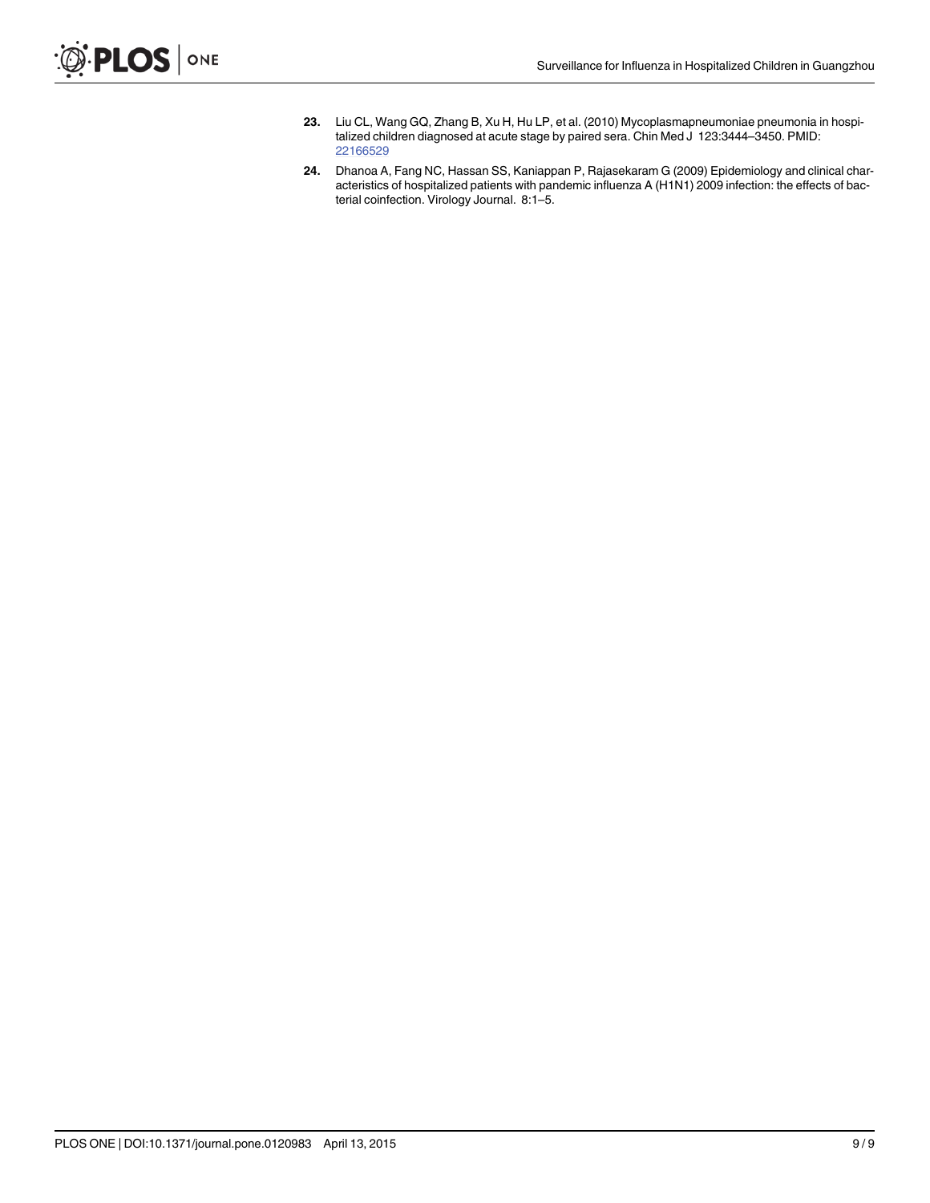23. Liu CL, Wang GQ, Zhang B, Xu H, Hu LP, et al. (2010) Mycoplasmapneumoniae pneumonia in hospitalized children diagnosed at acute stage by paired sera. Chin Med J 123:3444–3450. PMID: 22166529

24. Dhanoa A, Fang NC, Hassan SS, Kaniappan P, Rajasekaram G (2009) Epidemiology and clinical characteristics of hospitalized patients with pandemic influenza A (H1N1) 2009 infection: the effects of bacterial coinfection. Virology Journal. 8:1–5.